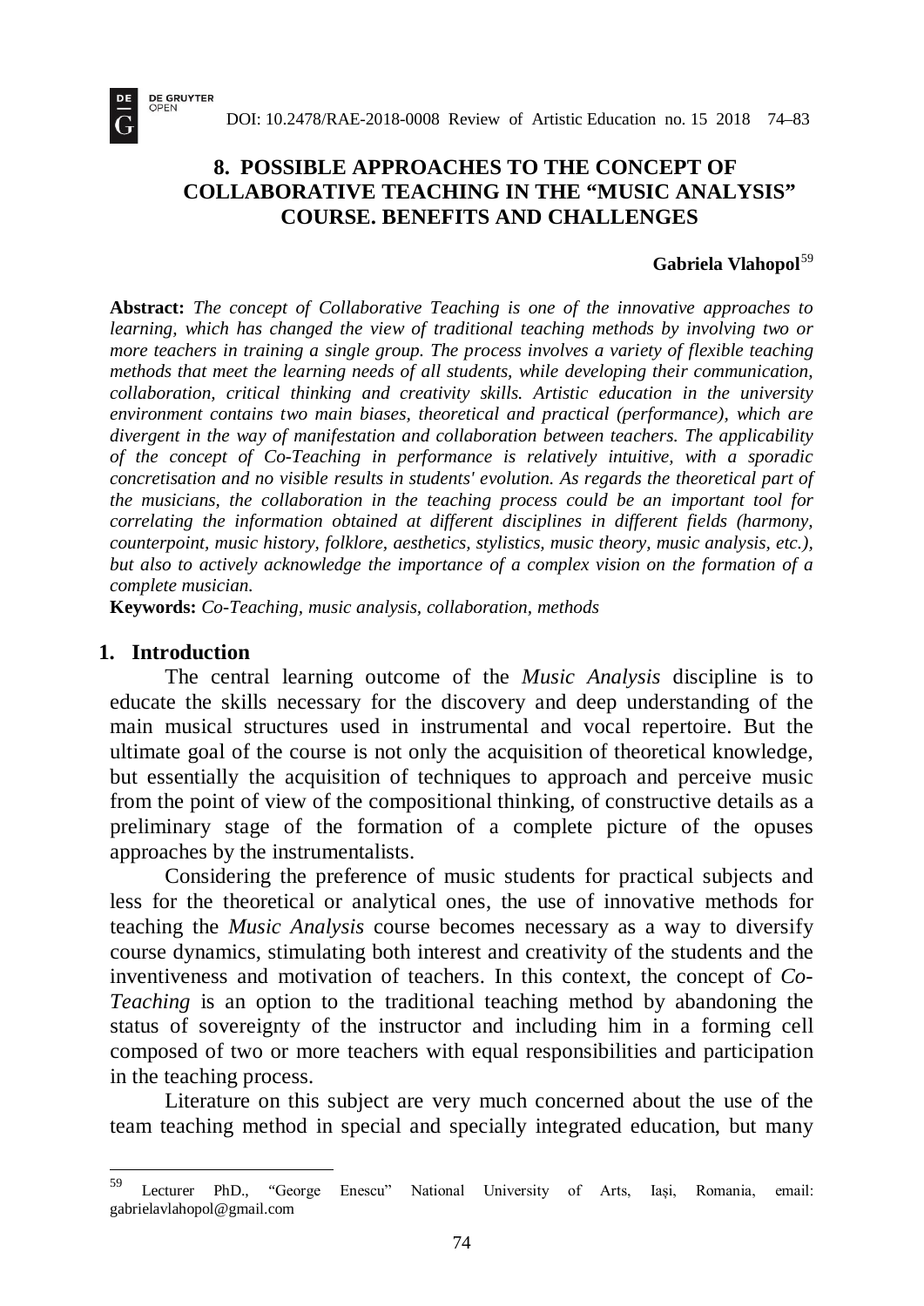# 8. POSSIBLE APPROACHES TO THE CONCEPT OF COLLABORATIVE TEACHING IN THE "MUSIC ANALYSIS" COURSE. BENEFITS AND CHALLENGES

**Gabriela Vlahopol**[59]

**Abstract:** *The concept of Collaborative Teaching is one of the innovative approaches to learning, which has changed the view of traditional teaching methods by involving two or more teachers in training a single group. The process involves a variety of flexible teaching methods that meet the learning needs of all students, while developing their communication, collaboration, critical thinking and creativity skills. Artistic education in the university environment contains two main biases, theoretical and practical (performance), which are divergent in the way of manifestation and collaboration between teachers. The applicability of the concept of Co-Teaching in performance is relatively intuitive, with a sporadic concretisation and no visible results in students' evolution. As regards the theoretical part of the musicians, the collaboration in the teaching process could be an important tool for correlating the information obtained at different disciplines in different fields (harmony, counterpoint, music history, folklore, aesthetics, stylistics, music theory, music analysis, etc.), but also to actively acknowledge the importance of a complex vision on the formation of a complete musician.*

**Keywords:** *Co-Teaching, music analysis, collaboration, methods*

## 1. Introduction

The central learning outcome of the *Music Analysis* discipline is to educate the skills necessary for the discovery and deep understanding of the main musical structures used in instrumental and vocal repertoire. But the ultimate goal of the course is not only the acquisition of theoretical knowledge, but essentially the acquisition of techniques to approach and perceive music from the point of view of the compositional thinking, of constructive details as a preliminary stage of the formation of a complete picture of the opuses approaches by the instrumentalists.

Considering the preference of music students for practical subjects and less for the theoretical or analytical ones, the use of innovative methods for teaching the *Music Analysis* course becomes necessary as a way to diversify course dynamics, stimulating both interest and creativity of the students and the inventiveness and motivation of teachers. In this context, the concept of *Co-Teaching* is an option to the traditional teaching method by abandoning the status of sovereignty of the instructor and including him in a forming cell composed of two or more teachers with equal responsibilities and participation in the teaching process.

Literature on this subject are very much concerned about the use of the team teaching method in special and specially integrated education, but many

[59] Lecturer PhD., "George Enescu" National University of Arts, Iași, Romania, email: gabrielavlahopol@gmail.com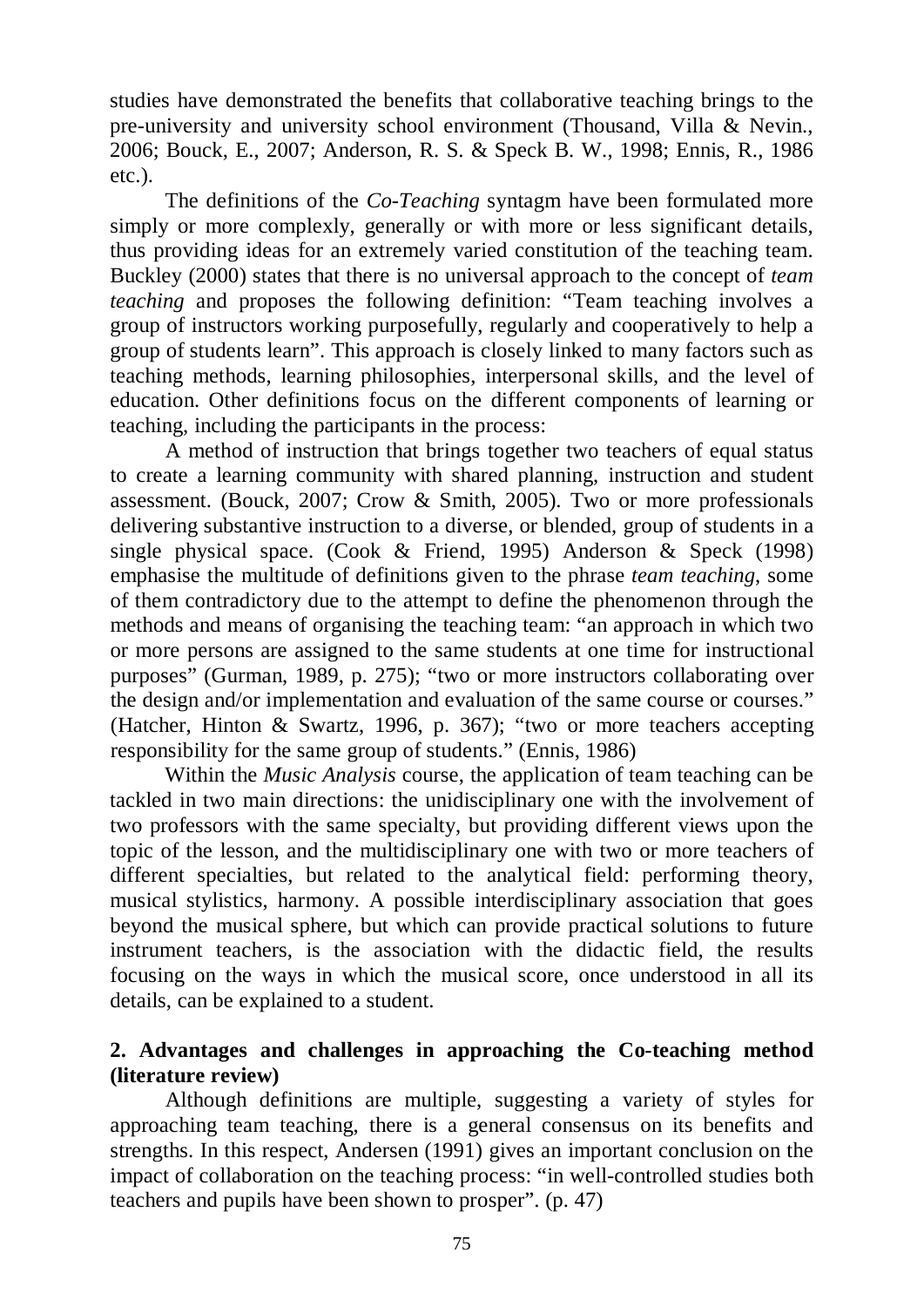studies have demonstrated the benefits that collaborative teaching brings to the pre-university and university school environment (Thousand, Villa & Nevin., 2006; Bouck, E., 2007; Anderson, R. S. & Speck B. W., 1998; Ennis, R., 1986 etc.).

The definitions of the *Co-Teaching* syntagm have been formulated more simply or more complexly, generally or with more or less significant details, thus providing ideas for an extremely varied constitution of the teaching team. Buckley (2000) states that there is no universal approach to the concept of *team teaching* and proposes the following definition: "Team teaching involves a group of instructors working purposefully, regularly and cooperatively to help a group of students learn". This approach is closely linked to many factors such as teaching methods, learning philosophies, interpersonal skills, and the level of education. Other definitions focus on the different components of learning or teaching, including the participants in the process:

A method of instruction that brings together two teachers of equal status to create a learning community with shared planning, instruction and student assessment. (Bouck, 2007; Crow & Smith, 2005). Two or more professionals delivering substantive instruction to a diverse, or blended, group of students in a single physical space. (Cook & Friend, 1995) Anderson & Speck (1998) emphasise the multitude of definitions given to the phrase *team teaching*, some of them contradictory due to the attempt to define the phenomenon through the methods and means of organising the teaching team: "an approach in which two or more persons are assigned to the same students at one time for instructional purposes" (Gurman, 1989, p. 275); "two or more instructors collaborating over the design and/or implementation and evaluation of the same course or courses." (Hatcher, Hinton & Swartz, 1996, p. 367); "two or more teachers accepting responsibility for the same group of students." (Ennis, 1986)

Within the *Music Analysis* course, the application of team teaching can be tackled in two main directions: the unidisciplinary one with the involvement of two professors with the same specialty, but providing different views upon the topic of the lesson, and the multidisciplinary one with two or more teachers of different specialties, but related to the analytical field: performing theory, musical stylistics, harmony. A possible interdisciplinary association that goes beyond the musical sphere, but which can provide practical solutions to future instrument teachers, is the association with the didactic field, the results focusing on the ways in which the musical score, once understood in all its details, can be explained to a student.

## 2. Advantages and challenges in approaching the Co-teaching method (literature review)

Although definitions are multiple, suggesting a variety of styles for approaching team teaching, there is a general consensus on its benefits and strengths. In this respect, Andersen (1991) gives an important conclusion on the impact of collaboration on the teaching process: "in well-controlled studies both teachers and pupils have been shown to prosper". (p. 47)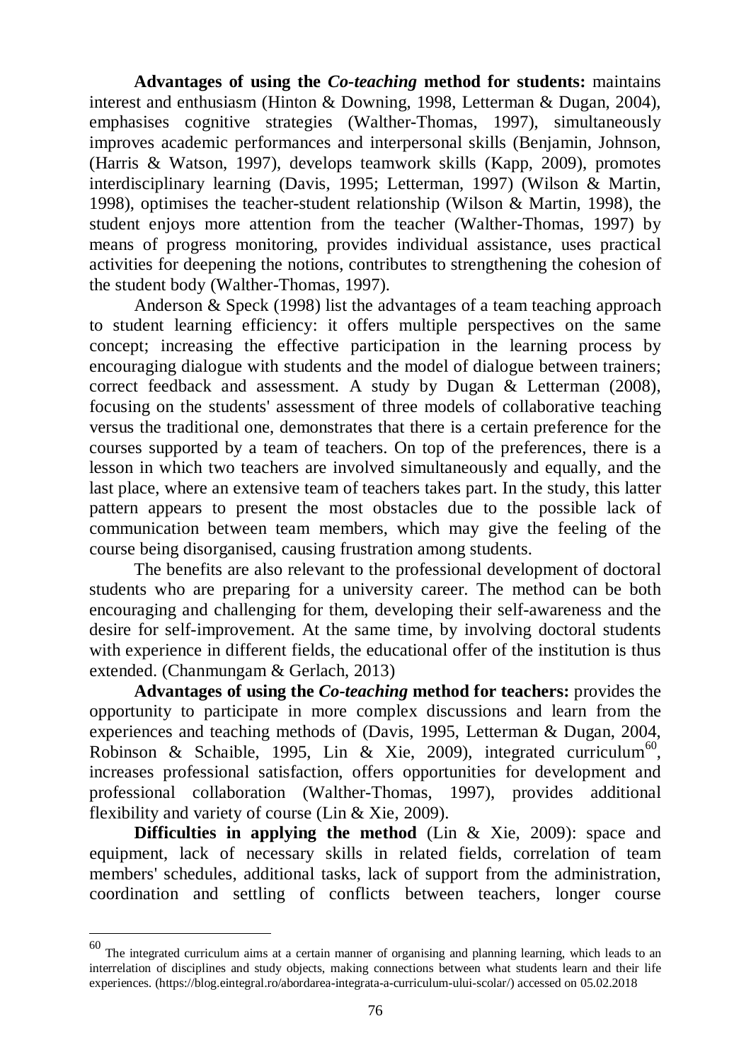**Advantages of using the *Co-teaching* method for students:** maintains interest and enthusiasm (Hinton & Downing, 1998, Letterman & Dugan, 2004), emphasises cognitive strategies (Walther-Thomas, 1997), simultaneously improves academic performances and interpersonal skills (Benjamin, Johnson, (Harris & Watson, 1997), develops teamwork skills (Kapp, 2009), promotes interdisciplinary learning (Davis, 1995; Letterman, 1997) (Wilson & Martin, 1998), optimises the teacher-student relationship (Wilson & Martin, 1998), the student enjoys more attention from the teacher (Walther-Thomas, 1997) by means of progress monitoring, provides individual assistance, uses practical activities for deepening the notions, contributes to strengthening the cohesion of the student body (Walther-Thomas, 1997).

Anderson & Speck (1998) list the advantages of a team teaching approach to student learning efficiency: it offers multiple perspectives on the same concept; increasing the effective participation in the learning process by encouraging dialogue with students and the model of dialogue between trainers; correct feedback and assessment. A study by Dugan & Letterman (2008), focusing on the students' assessment of three models of collaborative teaching versus the traditional one, demonstrates that there is a certain preference for the courses supported by a team of teachers. On top of the preferences, there is a lesson in which two teachers are involved simultaneously and equally, and the last place, where an extensive team of teachers takes part. In the study, this latter pattern appears to present the most obstacles due to the possible lack of communication between team members, which may give the feeling of the course being disorganised, causing frustration among students.

The benefits are also relevant to the professional development of doctoral students who are preparing for a university career. The method can be both encouraging and challenging for them, developing their self-awareness and the desire for self-improvement. At the same time, by involving doctoral students with experience in different fields, the educational offer of the institution is thus extended. (Chanmungam & Gerlach, 2013)

**Advantages of using the *Co-teaching* method for teachers:** provides the opportunity to participate in more complex discussions and learn from the experiences and teaching methods of (Davis, 1995, Letterman & Dugan, 2004, Robinson & Schaible, 1995, Lin & Xie, 2009), integrated curriculum[60], increases professional satisfaction, offers opportunities for development and professional collaboration (Walther-Thomas, 1997), provides additional flexibility and variety of course (Lin & Xie, 2009).

**Difficulties in applying the method** (Lin & Xie, 2009): space and equipment, lack of necessary skills in related fields, correlation of team members' schedules, additional tasks, lack of support from the administration, coordination and settling of conflicts between teachers, longer course

---

[60] The integrated curriculum aims at a certain manner of organising and planning learning, which leads to an interrelation of disciplines and study objects, making connections between what students learn and their life experiences. (https://blog.eintegral.ro/abordarea-integrata-a-curriculum-ului-scolar/) accessed on 05.02.2018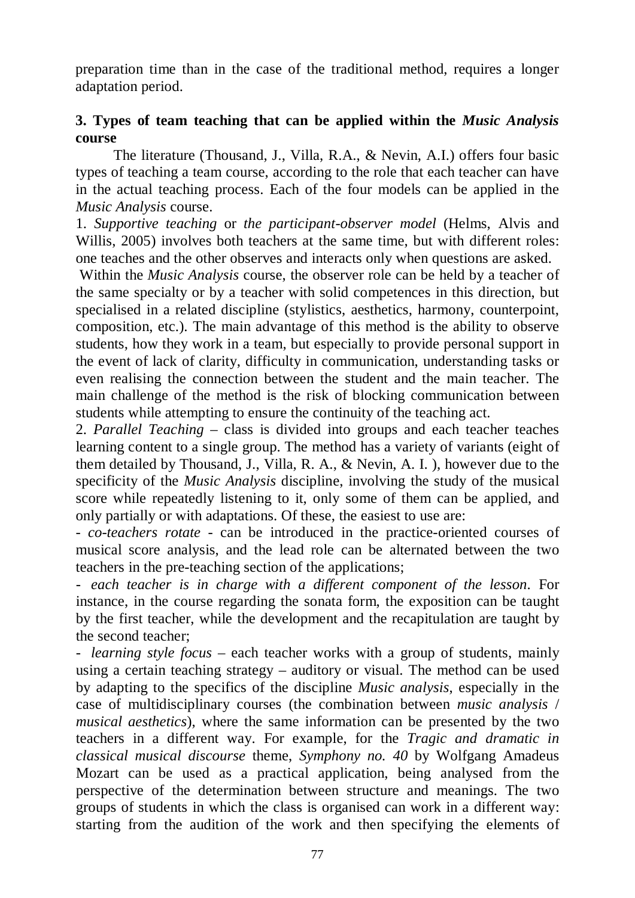preparation time than in the case of the traditional method, requires a longer adaptation period.

### 3. Types of team teaching that can be applied within the *Music Analysis* course

The literature (Thousand, J., Villa, R.A., & Nevin, A.I.) offers four basic types of teaching a team course, according to the role that each teacher can have in the actual teaching process. Each of the four models can be applied in the *Music Analysis* course.

1. *Supportive teaching* or *the participant-observer model* (Helms, Alvis and Willis, 2005) involves both teachers at the same time, but with different roles: one teaches and the other observes and interacts only when questions are asked.

Within the *Music Analysis* course, the observer role can be held by a teacher of the same specialty or by a teacher with solid competences in this direction, but specialised in a related discipline (stylistics, aesthetics, harmony, counterpoint, composition, etc.). The main advantage of this method is the ability to observe students, how they work in a team, but especially to provide personal support in the event of lack of clarity, difficulty in communication, understanding tasks or even realising the connection between the student and the main teacher. The main challenge of the method is the risk of blocking communication between students while attempting to ensure the continuity of the teaching act.

2. *Parallel Teaching* – class is divided into groups and each teacher teaches learning content to a single group. The method has a variety of variants (eight of them detailed by Thousand, J., Villa, R. A., & Nevin, A. I. ), however due to the specificity of the *Music Analysis* discipline, involving the study of the musical score while repeatedly listening to it, only some of them can be applied, and only partially or with adaptations. Of these, the easiest to use are:

- *co-teachers rotate* - can be introduced in the practice-oriented courses of musical score analysis, and the lead role can be alternated between the two teachers in the pre-teaching section of the applications;
- *each teacher is in charge with a different component of the lesson*. For instance, in the course regarding the sonata form, the exposition can be taught by the first teacher, while the development and the recapitulation are taught by the second teacher;
- *learning style focus* – each teacher works with a group of students, mainly using a certain teaching strategy – auditory or visual. The method can be used by adapting to the specifics of the discipline *Music analysis*, especially in the case of multidisciplinary courses (the combination between *music analysis* / *musical aesthetics*), where the same information can be presented by the two teachers in a different way. For example, for the *Tragic and dramatic in classical musical discourse* theme, *Symphony no. 40* by Wolfgang Amadeus Mozart can be used as a practical application, being analysed from the perspective of the determination between structure and meanings. The two groups of students in which the class is organised can work in a different way: starting from the audition of the work and then specifying the elements of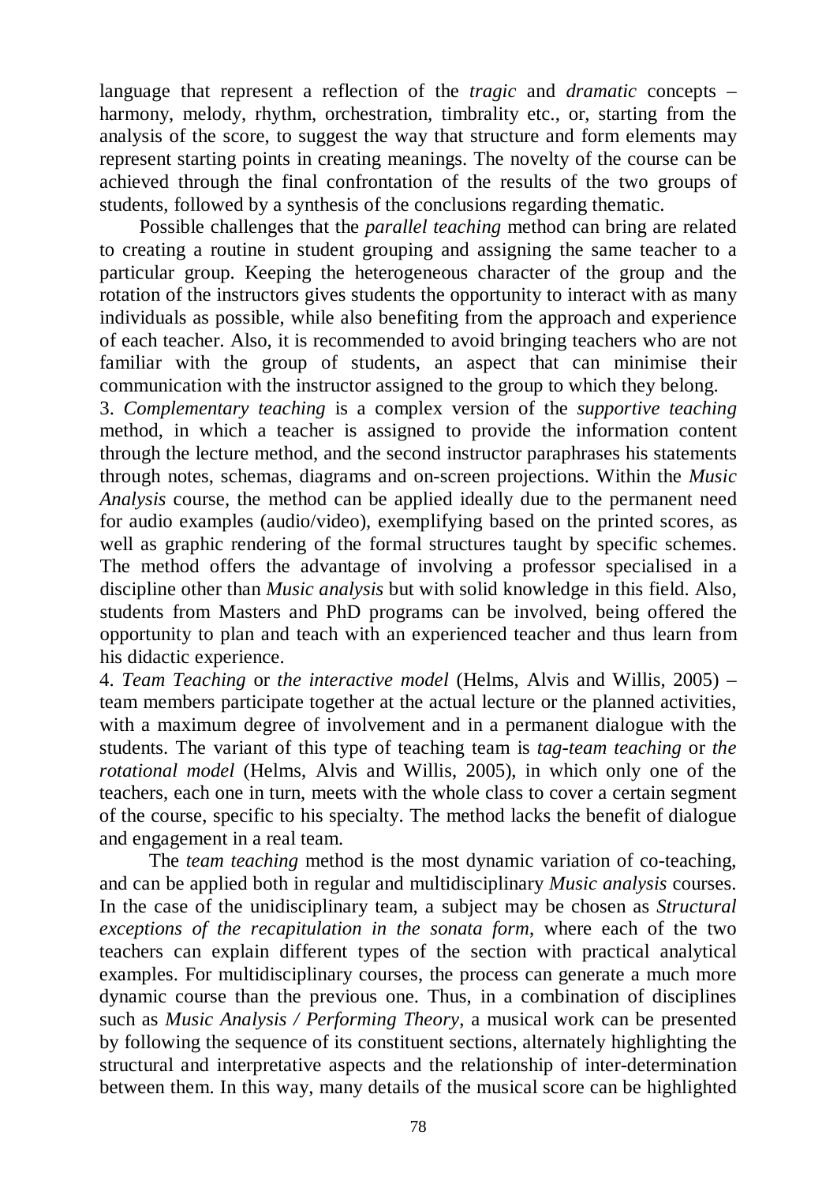language that represent a reflection of the *tragic* and *dramatic* concepts – harmony, melody, rhythm, orchestration, timbrality etc., or, starting from the analysis of the score, to suggest the way that structure and form elements may represent starting points in creating meanings. The novelty of the course can be achieved through the final confrontation of the results of the two groups of students, followed by a synthesis of the conclusions regarding thematic.

Possible challenges that the *parallel teaching* method can bring are related to creating a routine in student grouping and assigning the same teacher to a particular group. Keeping the heterogeneous character of the group and the rotation of the instructors gives students the opportunity to interact with as many individuals as possible, while also benefiting from the approach and experience of each teacher. Also, it is recommended to avoid bringing teachers who are not familiar with the group of students, an aspect that can minimise their communication with the instructor assigned to the group to which they belong.

3. *Complementary teaching* is a complex version of the *supportive teaching* method, in which a teacher is assigned to provide the information content through the lecture method, and the second instructor paraphrases his statements through notes, schemas, diagrams and on-screen projections. Within the *Music Analysis* course, the method can be applied ideally due to the permanent need for audio examples (audio/video), exemplifying based on the printed scores, as well as graphic rendering of the formal structures taught by specific schemes. The method offers the advantage of involving a professor specialised in a discipline other than *Music analysis* but with solid knowledge in this field. Also, students from Masters and PhD programs can be involved, being offered the opportunity to plan and teach with an experienced teacher and thus learn from his didactic experience.

4. *Team Teaching* or *the interactive model* (Helms, Alvis and Willis, 2005) – team members participate together at the actual lecture or the planned activities, with a maximum degree of involvement and in a permanent dialogue with the students. The variant of this type of teaching team is *tag-team teaching* or *the rotational model* (Helms, Alvis and Willis, 2005), in which only one of the teachers, each one in turn, meets with the whole class to cover a certain segment of the course, specific to his specialty. The method lacks the benefit of dialogue and engagement in a real team.

The *team teaching* method is the most dynamic variation of co-teaching, and can be applied both in regular and multidisciplinary *Music analysis* courses. In the case of the unidisciplinary team, a subject may be chosen as *Structural exceptions of the recapitulation in the sonata form*, where each of the two teachers can explain different types of the section with practical analytical examples. For multidisciplinary courses, the process can generate a much more dynamic course than the previous one. Thus, in a combination of disciplines such as *Music Analysis / Performing Theory*, a musical work can be presented by following the sequence of its constituent sections, alternately highlighting the structural and interpretative aspects and the relationship of inter-determination between them. In this way, many details of the musical score can be highlighted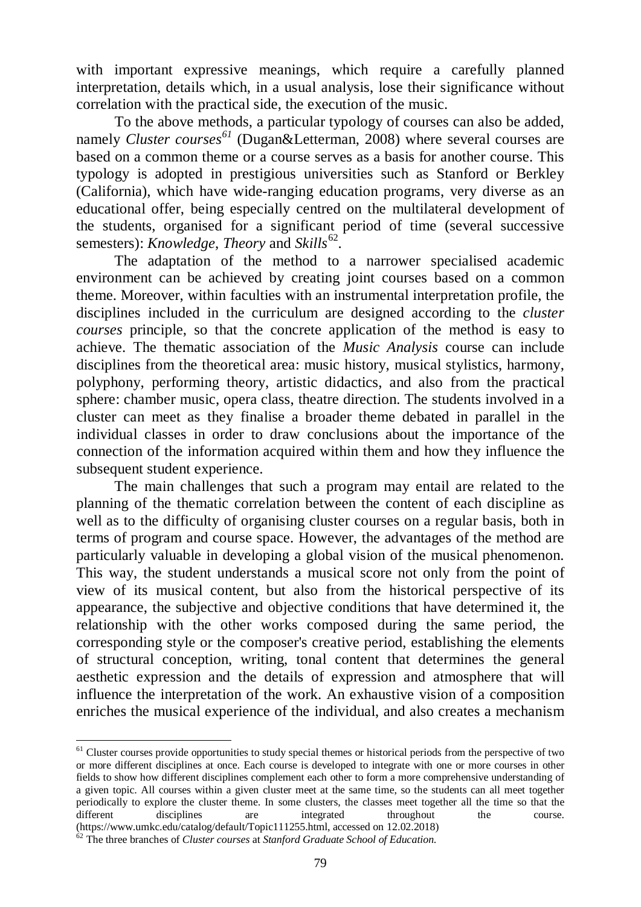with important expressive meanings, which require a carefully planned interpretation, details which, in a usual analysis, lose their significance without correlation with the practical side, the execution of the music.

To the above methods, a particular typology of courses can also be added, namely *Cluster courses*[61] (Dugan&Letterman, 2008) where several courses are based on a common theme or a course serves as a basis for another course. This typology is adopted in prestigious universities such as Stanford or Berkley (California), which have wide-ranging education programs, very diverse as an educational offer, being especially centred on the multilateral development of the students, organised for a significant period of time (several successive semesters): *Knowledge*, *Theory* and *Skills*[62].

The adaptation of the method to a narrower specialised academic environment can be achieved by creating joint courses based on a common theme. Moreover, within faculties with an instrumental interpretation profile, the disciplines included in the curriculum are designed according to the *cluster courses* principle, so that the concrete application of the method is easy to achieve. The thematic association of the *Music Analysis* course can include disciplines from the theoretical area: music history, musical stylistics, harmony, polyphony, performing theory, artistic didactics, and also from the practical sphere: chamber music, opera class, theatre direction. The students involved in a cluster can meet as they finalise a broader theme debated in parallel in the individual classes in order to draw conclusions about the importance of the connection of the information acquired within them and how they influence the subsequent student experience.

The main challenges that such a program may entail are related to the planning of the thematic correlation between the content of each discipline as well as to the difficulty of organising cluster courses on a regular basis, both in terms of program and course space. However, the advantages of the method are particularly valuable in developing a global vision of the musical phenomenon. This way, the student understands a musical score not only from the point of view of its musical content, but also from the historical perspective of its appearance, the subjective and objective conditions that have determined it, the relationship with the other works composed during the same period, the corresponding style or the composer's creative period, establishing the elements of structural conception, writing, tonal content that determines the general aesthetic expression and the details of expression and atmosphere that will influence the interpretation of the work. An exhaustive vision of a composition enriches the musical experience of the individual, and also creates a mechanism

---

[61] Cluster courses provide opportunities to study special themes or historical periods from the perspective of two or more different disciplines at once. Each course is developed to integrate with one or more courses in other fields to show how different disciplines complement each other to form a more comprehensive understanding of a given topic. All courses within a given cluster meet at the same time, so the students can all meet together periodically to explore the cluster theme. In some clusters, the classes meet together all the time so that the different disciplines are integrated throughout the course. (https://www.umkc.edu/catalog/default/Topic111255.html, accessed on 12.02.2018)

[62] The three branches of *Cluster courses* at *Stanford Graduate School of Education.*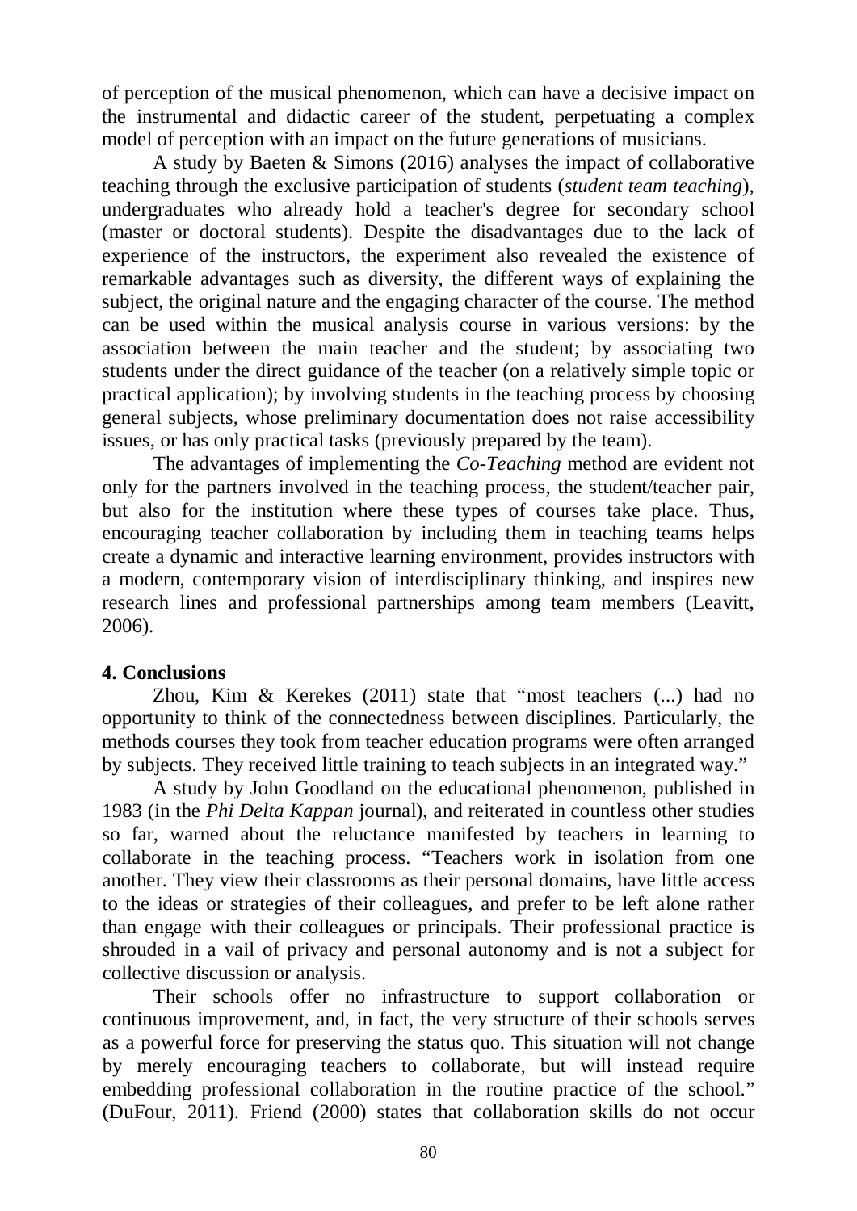of perception of the musical phenomenon, which can have a decisive impact on the instrumental and didactic career of the student, perpetuating a complex model of perception with an impact on the future generations of musicians.

A study by Baeten & Simons (2016) analyses the impact of collaborative teaching through the exclusive participation of students (*student team teaching*), undergraduates who already hold a teacher's degree for secondary school (master or doctoral students). Despite the disadvantages due to the lack of experience of the instructors, the experiment also revealed the existence of remarkable advantages such as diversity, the different ways of explaining the subject, the original nature and the engaging character of the course. The method can be used within the musical analysis course in various versions: by the association between the main teacher and the student; by associating two students under the direct guidance of the teacher (on a relatively simple topic or practical application); by involving students in the teaching process by choosing general subjects, whose preliminary documentation does not raise accessibility issues, or has only practical tasks (previously prepared by the team).

The advantages of implementing the *Co-Teaching* method are evident not only for the partners involved in the teaching process, the student/teacher pair, but also for the institution where these types of courses take place. Thus, encouraging teacher collaboration by including them in teaching teams helps create a dynamic and interactive learning environment, provides instructors with a modern, contemporary vision of interdisciplinary thinking, and inspires new research lines and professional partnerships among team members (Leavitt, 2006).

## 4. Conclusions

Zhou, Kim & Kerekes (2011) state that "most teachers (...) had no opportunity to think of the connectedness between disciplines. Particularly, the methods courses they took from teacher education programs were often arranged by subjects. They received little training to teach subjects in an integrated way."

A study by John Goodland on the educational phenomenon, published in 1983 (in the *Phi Delta Kappan* journal), and reiterated in countless other studies so far, warned about the reluctance manifested by teachers in learning to collaborate in the teaching process. "Teachers work in isolation from one another. They view their classrooms as their personal domains, have little access to the ideas or strategies of their colleagues, and prefer to be left alone rather than engage with their colleagues or principals. Their professional practice is shrouded in a vail of privacy and personal autonomy and is not a subject for collective discussion or analysis.

Their schools offer no infrastructure to support collaboration or continuous improvement, and, in fact, the very structure of their schools serves as a powerful force for preserving the status quo. This situation will not change by merely encouraging teachers to collaborate, but will instead require embedding professional collaboration in the routine practice of the school." (DuFour, 2011). Friend (2000) states that collaboration skills do not occur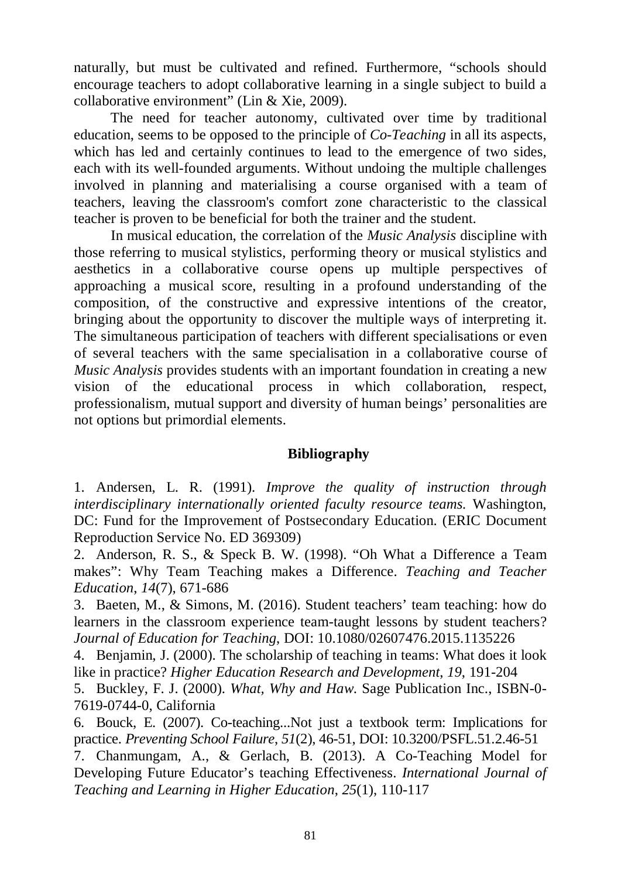naturally, but must be cultivated and refined. Furthermore, "schools should encourage teachers to adopt collaborative learning in a single subject to build a collaborative environment" (Lin & Xie, 2009).

The need for teacher autonomy, cultivated over time by traditional education, seems to be opposed to the principle of *Co-Teaching* in all its aspects, which has led and certainly continues to lead to the emergence of two sides, each with its well-founded arguments. Without undoing the multiple challenges involved in planning and materialising a course organised with a team of teachers, leaving the classroom's comfort zone characteristic to the classical teacher is proven to be beneficial for both the trainer and the student.

In musical education, the correlation of the *Music Analysis* discipline with those referring to musical stylistics, performing theory or musical stylistics and aesthetics in a collaborative course opens up multiple perspectives of approaching a musical score, resulting in a profound understanding of the composition, of the constructive and expressive intentions of the creator, bringing about the opportunity to discover the multiple ways of interpreting it. The simultaneous participation of teachers with different specialisations or even of several teachers with the same specialisation in a collaborative course of *Music Analysis* provides students with an important foundation in creating a new vision of the educational process in which collaboration, respect, professionalism, mutual support and diversity of human beings' personalities are not options but primordial elements.

## Bibliography

1. Andersen, L. R. (1991). *Improve the quality of instruction through interdisciplinary internationally oriented faculty resource teams.* Washington, DC: Fund for the Improvement of Postsecondary Education. (ERIC Document Reproduction Service No. ED 369309)
2. Anderson, R. S., & Speck B. W. (1998). "Oh What a Difference a Team makes": Why Team Teaching makes a Difference. *Teaching and Teacher Education*, *14*(7), 671-686
3. Baeten, M., & Simons, M. (2016). Student teachers' team teaching: how do learners in the classroom experience team-taught lessons by student teachers? *Journal of Education for Teaching,* DOI: 10.1080/02607476.2015.1135226
4. Benjamin, J. (2000). The scholarship of teaching in teams: What does it look like in practice? *Higher Education Research and Development*, *19*, 191-204
5. Buckley, F. J. (2000). *What, Why and Haw.* Sage Publication Inc., ISBN-0-7619-0744-0, California
6. Bouck, E. (2007). Co-teaching...Not just a textbook term: Implications for practice. *Preventing School Failure*, *51*(2), 46-51, DOI: 10.3200/PSFL.51.2.46-51
7. Chanmungam, A., & Gerlach, B. (2013). A Co-Teaching Model for Developing Future Educator's teaching Effectiveness. *International Journal of Teaching and Learning in Higher Education*, *25*(1), 110-117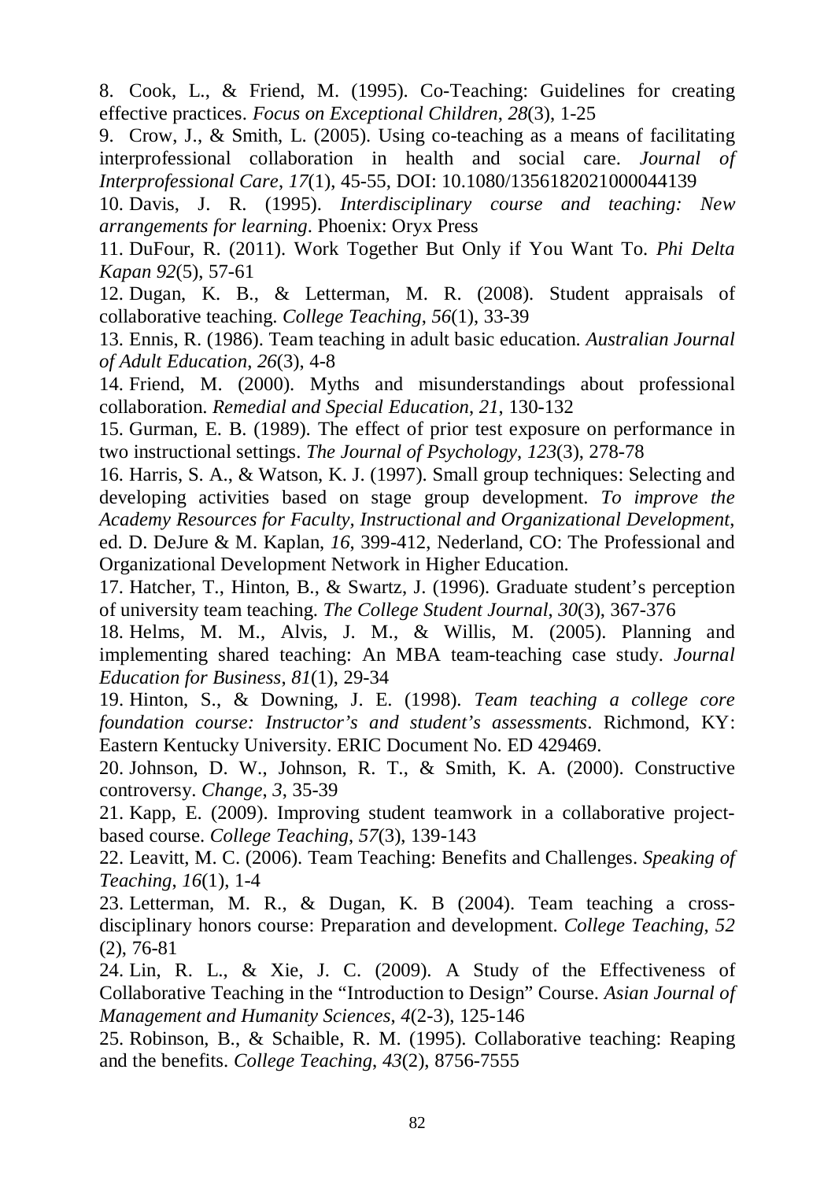8. Cook, L., & Friend, M. (1995). Co-Teaching: Guidelines for creating effective practices. *Focus on Exceptional Children*, *28*(3), 1-25

9. Crow, J., & Smith, L. (2005). Using co-teaching as a means of facilitating interprofessional collaboration in health and social care. *Journal of Interprofessional Care*, *17*(1), 45-55, DOI: 10.1080/1356182021000044139

10. Davis, J. R. (1995). *Interdisciplinary course and teaching: New arrangements for learning*. Phoenix: Oryx Press

11. DuFour, R. (2011). Work Together But Only if You Want To. *Phi Delta Kapan 92*(5), 57-61

12. Dugan, K. B., & Letterman, M. R. (2008). Student appraisals of collaborative teaching. *College Teaching*, *56*(1), 33-39

13. Ennis, R. (1986). Team teaching in adult basic education. *Australian Journal of Adult Education*, *26*(3), 4-8

14. Friend, M. (2000). Myths and misunderstandings about professional collaboration. *Remedial and Special Education*, *21*, 130-132

15. Gurman, E. B. (1989). The effect of prior test exposure on performance in two instructional settings. *The Journal of Psychology*, *123*(3), 278-78

16. Harris, S. A., & Watson, K. J. (1997). Small group techniques: Selecting and developing activities based on stage group development. *To improve the Academy Resources for Faculty, Instructional and Organizational Development*, ed. D. DeJure & M. Kaplan, *16*, 399-412, Nederland, CO: The Professional and Organizational Development Network in Higher Education.

17. Hatcher, T., Hinton, B., & Swartz, J. (1996). Graduate student's perception of university team teaching. *The College Student Journal*, *30*(3), 367-376

18. Helms, M. M., Alvis, J. M., & Willis, M. (2005). Planning and implementing shared teaching: An MBA team-teaching case study. *Journal Education for Business*, *81*(1), 29-34

19. Hinton, S., & Downing, J. E. (1998). *Team teaching a college core foundation course: Instructor's and student's assessments*. Richmond, KY: Eastern Kentucky University. ERIC Document No. ED 429469.

20. Johnson, D. W., Johnson, R. T., & Smith, K. A. (2000). Constructive controversy. *Change*, *3*, 35-39

21. Kapp, E. (2009). Improving student teamwork in a collaborative project-based course. *College Teaching*, *57*(3), 139-143

22. Leavitt, M. C. (2006). Team Teaching: Benefits and Challenges. *Speaking of Teaching*, *16*(1), 1-4

23. Letterman, M. R., & Dugan, K. B (2004). Team teaching a cross-disciplinary honors course: Preparation and development. *College Teaching*, *52* (2), 76-81

24. Lin, R. L., & Xie, J. C. (2009). A Study of the Effectiveness of Collaborative Teaching in the "Introduction to Design" Course. *Asian Journal of Management and Humanity Sciences*, *4*(2-3), 125-146

25. Robinson, B., & Schaible, R. M. (1995). Collaborative teaching: Reaping and the benefits. *College Teaching*, *43*(2), 8756-7555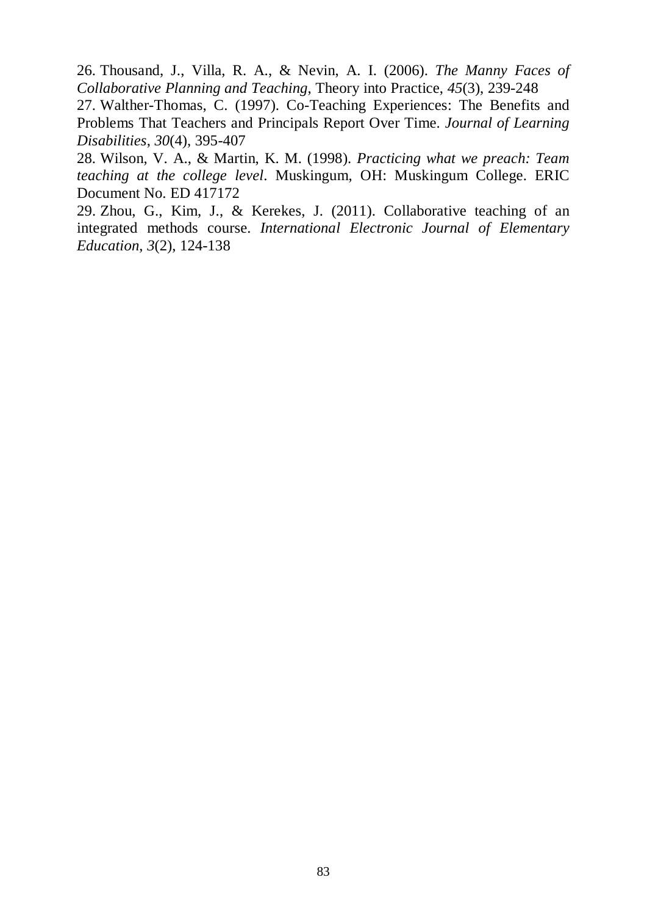26. Thousand, J., Villa, R. A., & Nevin, A. I. (2006). *The Manny Faces of Collaborative Planning and Teaching*, Theory into Practice, *45*(3), 239-248

27. Walther-Thomas, C. (1997). Co-Teaching Experiences: The Benefits and Problems That Teachers and Principals Report Over Time. *Journal of Learning Disabilities*, *30*(4), 395-407

28. Wilson, V. A., & Martin, K. M. (1998). *Practicing what we preach: Team teaching at the college level*. Muskingum, OH: Muskingum College. ERIC Document No. ED 417172

29. Zhou, G., Kim, J., & Kerekes, J. (2011). Collaborative teaching of an integrated methods course. *International Electronic Journal of Elementary Education*, *3*(2), 124-138